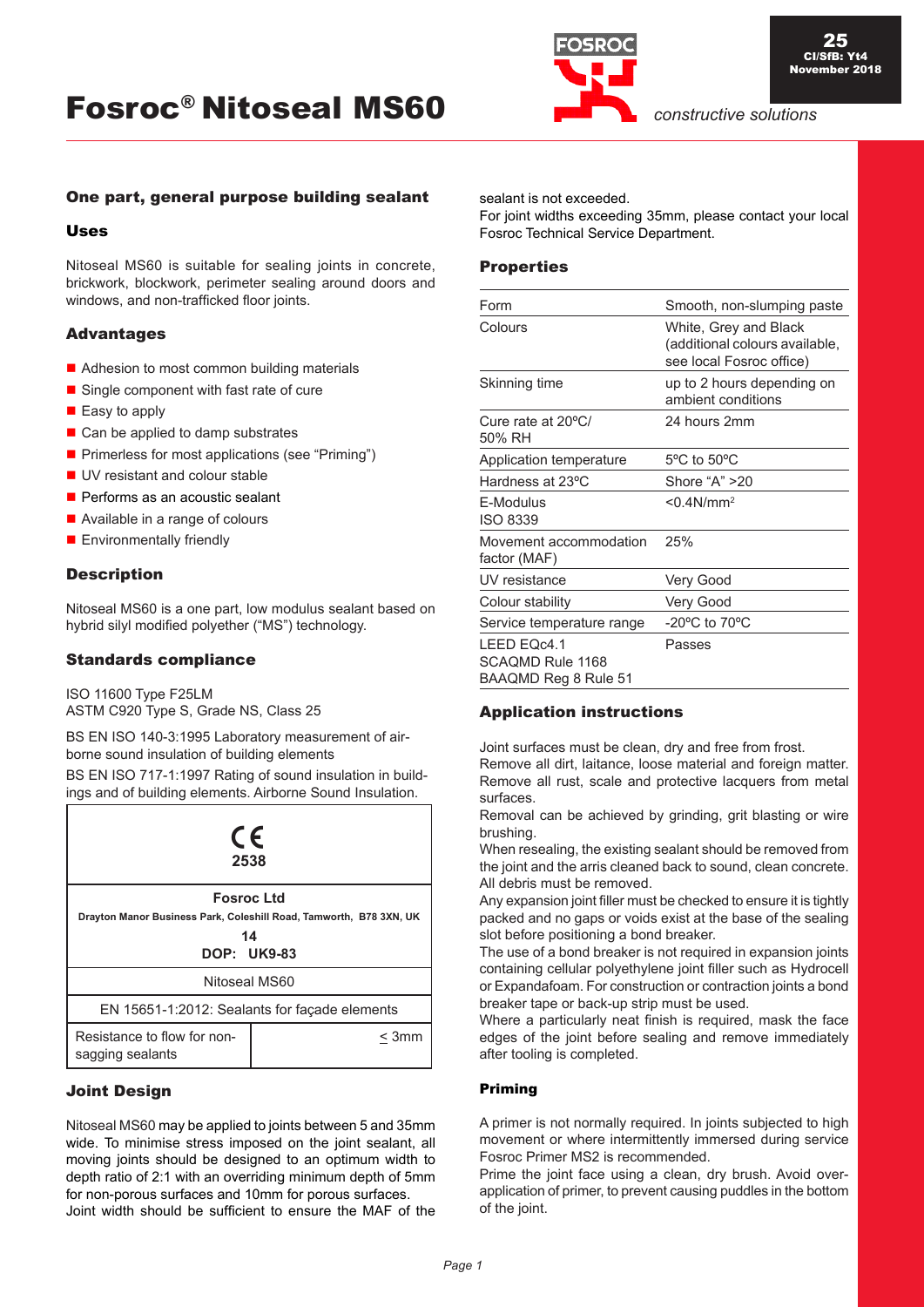# Fosroc® Nitoseal MS60

*constructive solutions*

25
CI/SfB: Yt4
November 2018

## One part, general purpose building sealant

### Uses

Nitoseal MS60 is suitable for sealing joints in concrete, brickwork, blockwork, perimeter sealing around doors and windows, and non-trafficked floor joints.

### Advantages

- Adhesion to most common building materials
- Single component with fast rate of cure
- Easy to apply
- Can be applied to damp substrates
- Primerless for most applications (see "Priming")
- UV resistant and colour stable
- Performs as an acoustic sealant
- Available in a range of colours
- Environmentally friendly

### Description

Nitoseal MS60 is a one part, low modulus sealant based on hybrid silyl modified polyether ("MS") technology.

### Standards compliance

ISO 11600 Type F25LM
ASTM C920 Type S, Grade NS, Class 25

BS EN ISO 140-3:1995 Laboratory measurement of air-borne sound insulation of building elements

BS EN ISO 717-1:1997 Rating of sound insulation in buildings and of building elements. Airborne Sound Insulation.

| CE 2538 | |
|---|---|
| **Fosroc Ltd** Drayton Manor Business Park, Coleshill Road, Tamworth, B78 3XN, UK **14** **DOP: UK9-83** | |
| Nitoseal MS60 | |
| EN 15651-1:2012: Sealants for façade elements | |
| Resistance to flow for non-sagging sealants | ≤ 3mm |

### Joint Design

Nitoseal MS60 may be applied to joints between 5 and 35mm wide. To minimise stress imposed on the joint sealant, all moving joints should be designed to an optimum width to depth ratio of 2:1 with an overriding minimum depth of 5mm for non-porous surfaces and 10mm for porous surfaces.

Joint width should be sufficient to ensure the MAF of the sealant is not exceeded.

For joint widths exceeding 35mm, please contact your local Fosroc Technical Service Department.

### Properties

| | |
|---|---|
| Form | Smooth, non-slumping paste |
| Colours | White, Grey and Black (additional colours available, see local Fosroc office) |
| Skinning time | up to 2 hours depending on ambient conditions |
| Cure rate at 20ºC/ 50% RH | 24 hours 2mm |
| Application temperature | 5ºC to 50ºC |
| Hardness at 23ºC | Shore "A" >20 |
| E-Modulus ISO 8339 | <0.4N/mm$^2$ |
| Movement accommodation factor (MAF) | 25% |
| UV resistance | Very Good |
| Colour stability | Very Good |
| Service temperature range | -20ºC to 70ºC |
| LEED EQc4.1 SCAQMD Rule 1168 BAAQMD Reg 8 Rule 51 | Passes |

### Application instructions

Joint surfaces must be clean, dry and free from frost.

Remove all dirt, laitance, loose material and foreign matter. Remove all rust, scale and protective lacquers from metal surfaces.

Removal can be achieved by grinding, grit blasting or wire brushing.

When resealing, the existing sealant should be removed from the joint and the arris cleaned back to sound, clean concrete. All debris must be removed.

Any expansion joint filler must be checked to ensure it is tightly packed and no gaps or voids exist at the base of the sealing slot before positioning a bond breaker.

The use of a bond breaker is not required in expansion joints containing cellular polyethylene joint filler such as Hydrocell or Expandafoam. For construction or contraction joints a bond breaker tape or back-up strip must be used.

Where a particularly neat finish is required, mask the face edges of the joint before sealing and remove immediately after tooling is completed.

#### Priming

A primer is not normally required. In joints subjected to high movement or where intermittently immersed during service Fosroc Primer MS2 is recommended.

Prime the joint face using a clean, dry brush. Avoid over-application of primer, to prevent causing puddles in the bottom of the joint.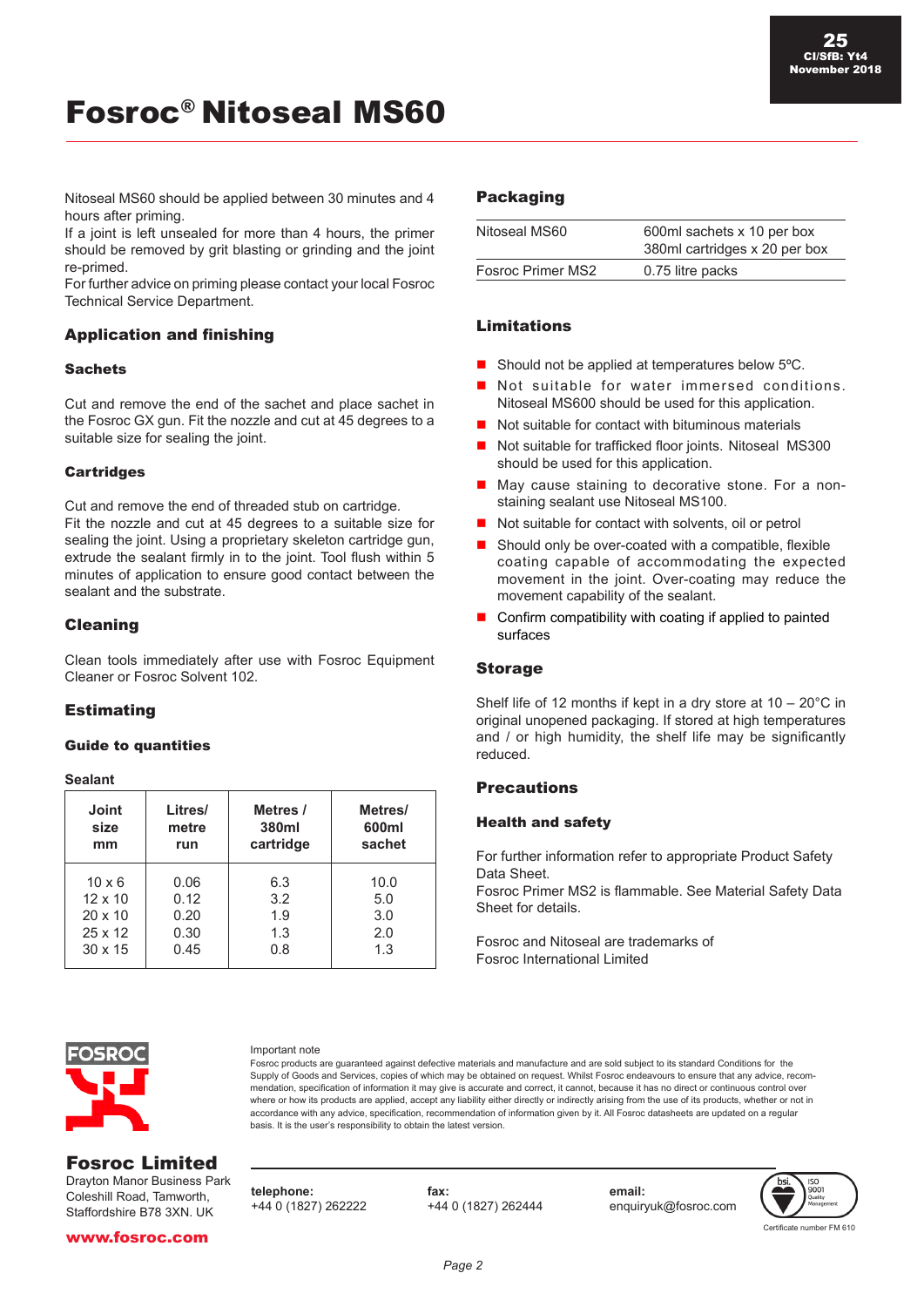# Fosroc® Nitoseal MS60

Nitoseal MS60 should be applied between 30 minutes and 4 hours after priming.
If a joint is left unsealed for more than 4 hours, the primer should be removed by grit blasting or grinding and the joint re-primed.
For further advice on priming please contact your local Fosroc Technical Service Department.

## Application and finishing

### Sachets

Cut and remove the end of the sachet and place sachet in the Fosroc GX gun. Fit the nozzle and cut at 45 degrees to a suitable size for sealing the joint.

### Cartridges

Cut and remove the end of threaded stub on cartridge.
Fit the nozzle and cut at 45 degrees to a suitable size for sealing the joint. Using a proprietary skeleton cartridge gun, extrude the sealant firmly in to the joint. Tool flush within 5 minutes of application to ensure good contact between the sealant and the substrate.

## Cleaning

Clean tools immediately after use with Fosroc Equipment Cleaner or Fosroc Solvent 102.

## Estimating

### Guide to quantities

**Sealant**

| Joint size mm | Litres/ metre run | Metres / 380ml cartridge | Metres/ 600ml sachet |
|---|---|---|---|
| 10 x 6 | 0.06 | 6.3 | 10.0 |
| 12 x 10 | 0.12 | 3.2 | 5.0 |
| 20 x 10 | 0.20 | 1.9 | 3.0 |
| 25 x 12 | 0.30 | 1.3 | 2.0 |
| 30 x 15 | 0.45 | 0.8 | 1.3 |

## Packaging

| | |
|---|---|
| Nitoseal MS60 | 600ml sachets x 10 per box<br>380ml cartridges x 20 per box |
| Fosroc Primer MS2 | 0.75 litre packs |

## Limitations

- Should not be applied at temperatures below 5ºC.
- Not suitable for water immersed conditions. Nitoseal MS600 should be used for this application.
- Not suitable for contact with bituminous materials
- Not suitable for trafficked floor joints. Nitoseal MS300 should be used for this application.
- May cause staining to decorative stone. For a non-staining sealant use Nitoseal MS100.
- Not suitable for contact with solvents, oil or petrol
- Should only be over-coated with a compatible, flexible coating capable of accommodating the expected movement in the joint. Over-coating may reduce the movement capability of the sealant.
- Confirm compatibility with coating if applied to painted surfaces

## Storage

Shelf life of 12 months if kept in a dry store at 10 – 20°C in original unopened packaging. If stored at high temperatures and / or high humidity, the shelf life may be significantly reduced.

## Precautions

### Health and safety

For further information refer to appropriate Product Safety Data Sheet.
Fosroc Primer MS2 is flammable. See Material Safety Data Sheet for details.

Fosroc and Nitoseal are trademarks of Fosroc International Limited

Important note
Fosroc products are guaranteed against defective materials and manufacture and are sold subject to its standard Conditions for the Supply of Goods and Services, copies of which may be obtained on request. Whilst Fosroc endeavours to ensure that any advice, recommendation, specification of information it may give is accurate and correct, it cannot, because it has no direct or continuous control over where or how its products are applied, accept any liability either directly or indirectly arising from the use of its products, whether or not in accordance with any advice, specification, recommendation of information given by it. All Fosroc datasheets are updated on a regular basis. It is the user's responsibility to obtain the latest version.

**Fosroc Limited**
Drayton Manor Business Park
Coleshill Road, Tamworth,
Staffordshire B78 3XN. UK

www.fosroc.com

**telephone:** +44 0 (1827) 262222
**fax:** +44 0 (1827) 262444
**email:** enquiryuk@fosroc.com

Certificate number FM 610